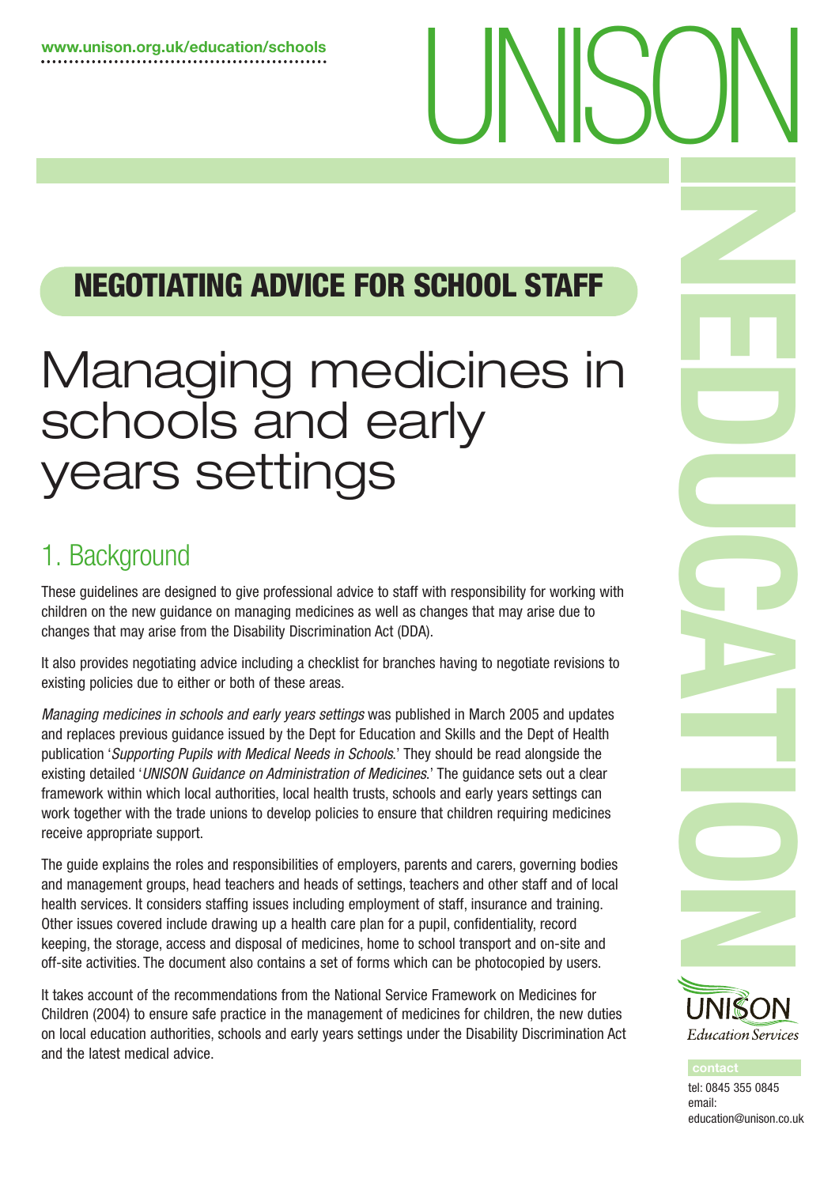www.unison.org.uk/education/schools

UNISON

IN EDUCATION

## NEGOTIATING ADVICE FOR SCHOOL STAFF

# Managing medicines in schools and early years settings

## 1. Background

These guidelines are designed to give professional advice to staff with responsibility for working with children on the new guidance on managing medicines as well as changes that may arise due to changes that may arise from the Disability Discrimination Act (DDA).

It also provides negotiating advice including a checklist for branches having to negotiate revisions to existing policies due to either or both of these areas.

*Managing medicines in schools and early years settings* was published in March 2005 and updates and replaces previous guidance issued by the Dept for Education and Skills and the Dept of Health publication '*Supporting Pupils with Medical Needs in Schools.*' They should be read alongside the existing detailed '*UNISON Guidance on Administration of Medicines.*' The guidance sets out a clear framework within which local authorities, local health trusts, schools and early years settings can work together with the trade unions to develop policies to ensure that children requiring medicines receive appropriate support.

The guide explains the roles and responsibilities of employers, parents and carers, governing bodies and management groups, head teachers and heads of settings, teachers and other staff and of local health services. It considers staffing issues including employment of staff, insurance and training. Other issues covered include drawing up a health care plan for a pupil, confidentiality, record keeping, the storage, access and disposal of medicines, home to school transport and on-site and off-site activities. The document also contains a set of forms which can be photocopied by users.

It takes account of the recommendations from the National Service Framework on Medicines for Children (2004) to ensure safe practice in the management of medicines for children, the new duties on local education authorities, schools and early years settings under the Disability Discrimination Act and the latest medical advice.

UNISON Education Services

contact

tel: 0845 355 0845
email: education@unison.co.uk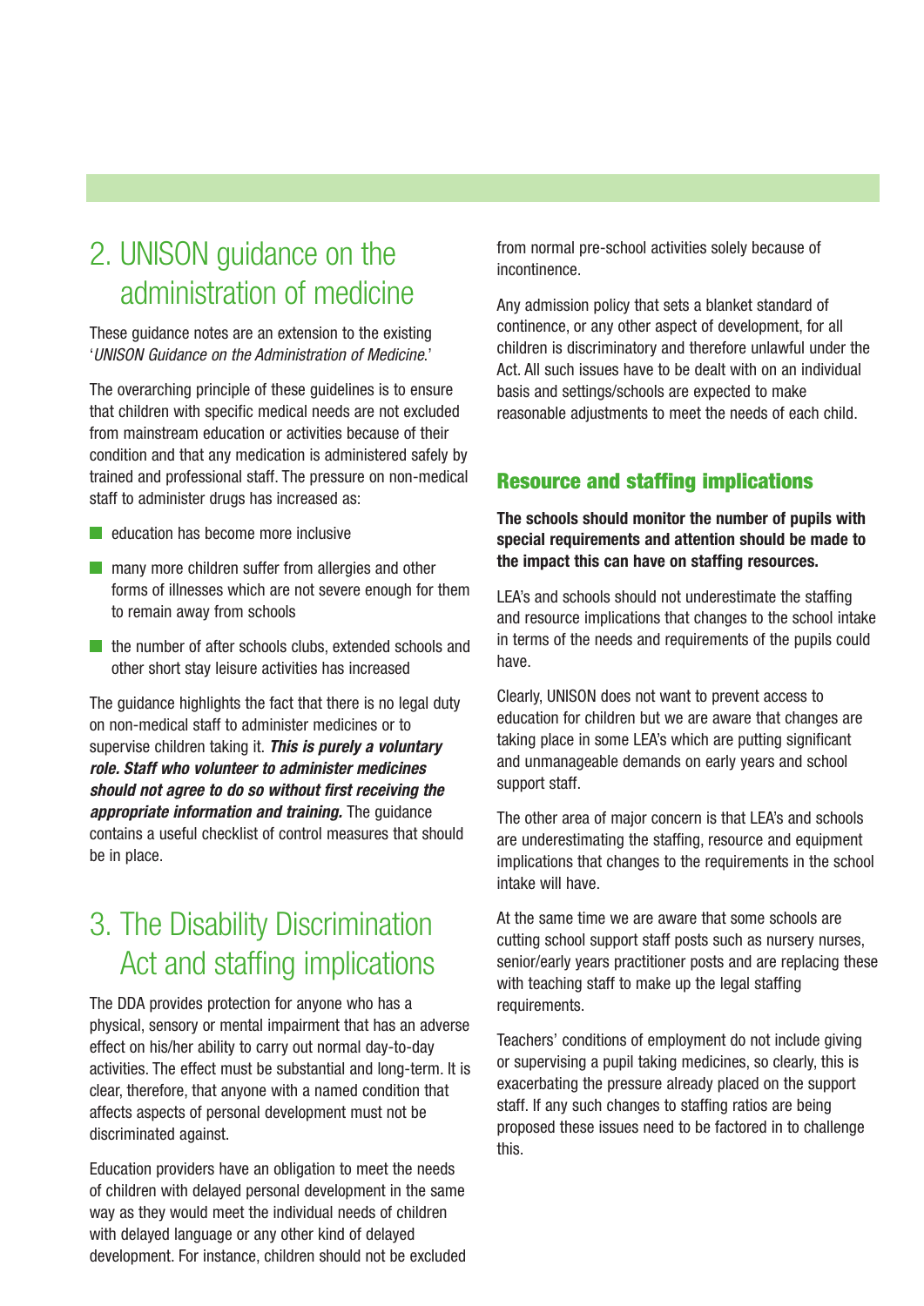## 2. UNISON guidance on the administration of medicine

These guidance notes are an extension to the existing '*UNISON Guidance on the Administration of Medicine.*'

The overarching principle of these guidelines is to ensure that children with specific medical needs are not excluded from mainstream education or activities because of their condition and that any medication is administered safely by trained and professional staff. The pressure on non-medical staff to administer drugs has increased as:

- education has become more inclusive
- many more children suffer from allergies and other forms of illnesses which are not severe enough for them to remain away from schools
- the number of after schools clubs, extended schools and other short stay leisure activities has increased

The guidance highlights the fact that there is no legal duty on non-medical staff to administer medicines or to supervise children taking it. ***This is purely a voluntary role. Staff who volunteer to administer medicines should not agree to do so without first receiving the appropriate information and training.*** The guidance contains a useful checklist of control measures that should be in place.

## 3. The Disability Discrimination Act and staffing implications

The DDA provides protection for anyone who has a physical, sensory or mental impairment that has an adverse effect on his/her ability to carry out normal day-to-day activities. The effect must be substantial and long-term. It is clear, therefore, that anyone with a named condition that affects aspects of personal development must not be discriminated against.

Education providers have an obligation to meet the needs of children with delayed personal development in the same way as they would meet the individual needs of children with delayed language or any other kind of delayed development. For instance, children should not be excluded from normal pre-school activities solely because of incontinence.

Any admission policy that sets a blanket standard of continence, or any other aspect of development, for all children is discriminatory and therefore unlawful under the Act. All such issues have to be dealt with on an individual basis and settings/schools are expected to make reasonable adjustments to meet the needs of each child.

### Resource and staffing implications

**The schools should monitor the number of pupils with special requirements and attention should be made to the impact this can have on staffing resources.**

LEA's and schools should not underestimate the staffing and resource implications that changes to the school intake in terms of the needs and requirements of the pupils could have.

Clearly, UNISON does not want to prevent access to education for children but we are aware that changes are taking place in some LEA's which are putting significant and unmanageable demands on early years and school support staff.

The other area of major concern is that LEA's and schools are underestimating the staffing, resource and equipment implications that changes to the requirements in the school intake will have.

At the same time we are aware that some schools are cutting school support staff posts such as nursery nurses, senior/early years practitioner posts and are replacing these with teaching staff to make up the legal staffing requirements.

Teachers' conditions of employment do not include giving or supervising a pupil taking medicines, so clearly, this is exacerbating the pressure already placed on the support staff. If any such changes to staffing ratios are being proposed these issues need to be factored in to challenge this.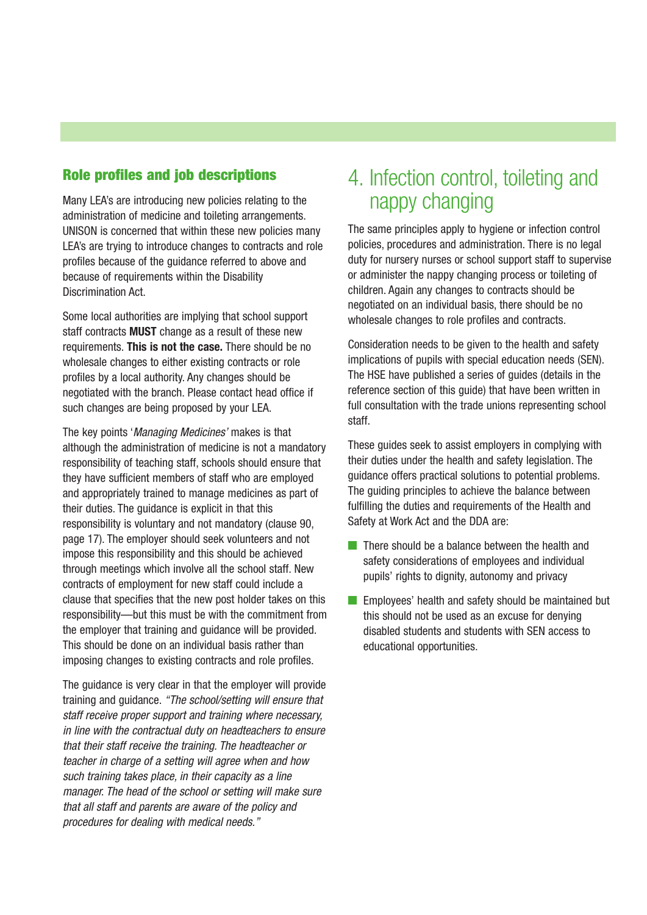### Role profiles and job descriptions

Many LEA's are introducing new policies relating to the administration of medicine and toileting arrangements. UNISON is concerned that within these new policies many LEA's are trying to introduce changes to contracts and role profiles because of the guidance referred to above and because of requirements within the Disability Discrimination Act.

Some local authorities are implying that school support staff contracts **MUST** change as a result of these new requirements. **This is not the case.** There should be no wholesale changes to either existing contracts or role profiles by a local authority. Any changes should be negotiated with the branch. Please contact head office if such changes are being proposed by your LEA.

The key points '*Managing Medicines'* makes is that although the administration of medicine is not a mandatory responsibility of teaching staff, schools should ensure that they have sufficient members of staff who are employed and appropriately trained to manage medicines as part of their duties. The guidance is explicit in that this responsibility is voluntary and not mandatory (clause 90, page 17). The employer should seek volunteers and not impose this responsibility and this should be achieved through meetings which involve all the school staff. New contracts of employment for new staff could include a clause that specifies that the new post holder takes on this responsibility—but this must be with the commitment from the employer that training and guidance will be provided. This should be done on an individual basis rather than imposing changes to existing contracts and role profiles.

The guidance is very clear in that the employer will provide training and guidance. *"The school/setting will ensure that staff receive proper support and training where necessary, in line with the contractual duty on headteachers to ensure that their staff receive the training. The headteacher or teacher in charge of a setting will agree when and how such training takes place, in their capacity as a line manager. The head of the school or setting will make sure that all staff and parents are aware of the policy and procedures for dealing with medical needs."*

## 4. Infection control, toileting and nappy changing

The same principles apply to hygiene or infection control policies, procedures and administration. There is no legal duty for nursery nurses or school support staff to supervise or administer the nappy changing process or toileting of children. Again any changes to contracts should be negotiated on an individual basis, there should be no wholesale changes to role profiles and contracts.

Consideration needs to be given to the health and safety implications of pupils with special education needs (SEN). The HSE have published a series of guides (details in the reference section of this guide) that have been written in full consultation with the trade unions representing school staff.

These guides seek to assist employers in complying with their duties under the health and safety legislation. The guidance offers practical solutions to potential problems. The guiding principles to achieve the balance between fulfilling the duties and requirements of the Health and Safety at Work Act and the DDA are:

- There should be a balance between the health and safety considerations of employees and individual pupils' rights to dignity, autonomy and privacy
- Employees' health and safety should be maintained but this should not be used as an excuse for denying disabled students and students with SEN access to educational opportunities.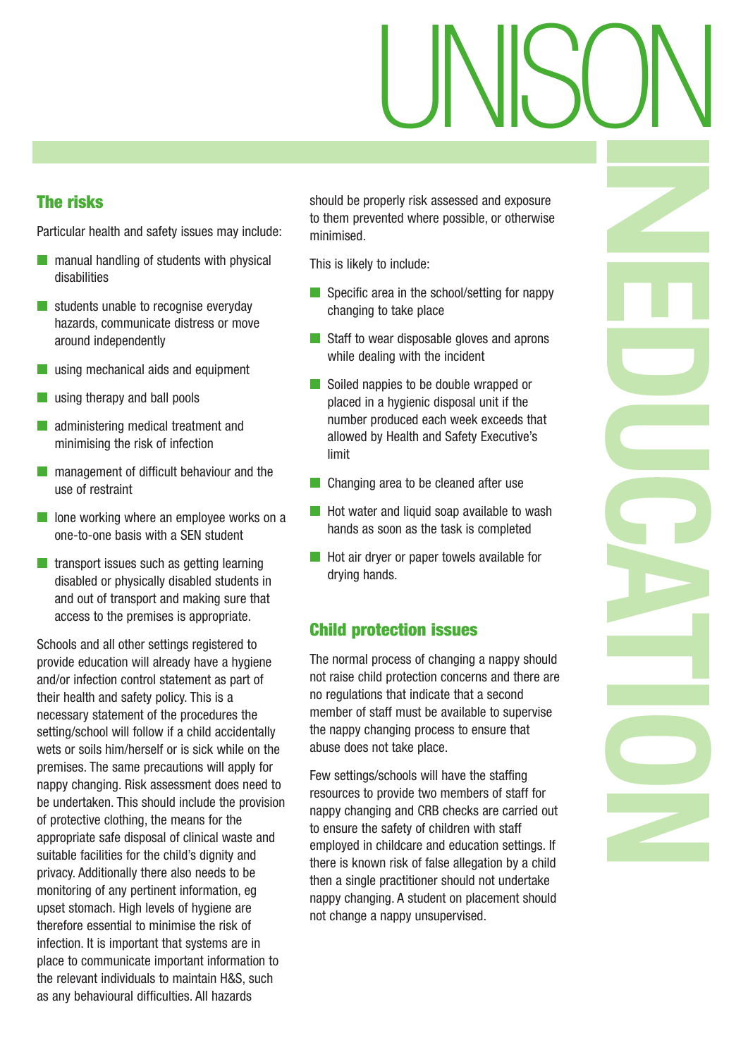## The risks

Particular health and safety issues may include:

- manual handling of students with physical disabilities
- students unable to recognise everyday hazards, communicate distress or move around independently
- using mechanical aids and equipment
- using therapy and ball pools
- administering medical treatment and minimising the risk of infection
- management of difficult behaviour and the use of restraint
- lone working where an employee works on a one-to-one basis with a SEN student
- transport issues such as getting learning disabled or physically disabled students in and out of transport and making sure that access to the premises is appropriate.

Schools and all other settings registered to provide education will already have a hygiene and/or infection control statement as part of their health and safety policy. This is a necessary statement of the procedures the setting/school will follow if a child accidentally wets or soils him/herself or is sick while on the premises. The same precautions will apply for nappy changing. Risk assessment does need to be undertaken. This should include the provision of protective clothing, the means for the appropriate safe disposal of clinical waste and suitable facilities for the child's dignity and privacy. Additionally there also needs to be monitoring of any pertinent information, eg upset stomach. High levels of hygiene are therefore essential to minimise the risk of infection. It is important that systems are in place to communicate important information to the relevant individuals to maintain H&S, such as any behavioural difficulties. All hazards should be properly risk assessed and exposure to them prevented where possible, or otherwise minimised.

This is likely to include:

- Specific area in the school/setting for nappy changing to take place
- Staff to wear disposable gloves and aprons while dealing with the incident
- Soiled nappies to be double wrapped or placed in a hygienic disposal unit if the number produced each week exceeds that allowed by Health and Safety Executive's limit
- Changing area to be cleaned after use
- Hot water and liquid soap available to wash hands as soon as the task is completed
- Hot air dryer or paper towels available for drying hands.

## Child protection issues

The normal process of changing a nappy should not raise child protection concerns and there are no regulations that indicate that a second member of staff must be available to supervise the nappy changing process to ensure that abuse does not take place.

Few settings/schools will have the staffing resources to provide two members of staff for nappy changing and CRB checks are carried out to ensure the safety of children with staff employed in childcare and education settings. If there is known risk of false allegation by a child then a single practitioner should not undertake nappy changing. A student on placement should not change a nappy unsupervised.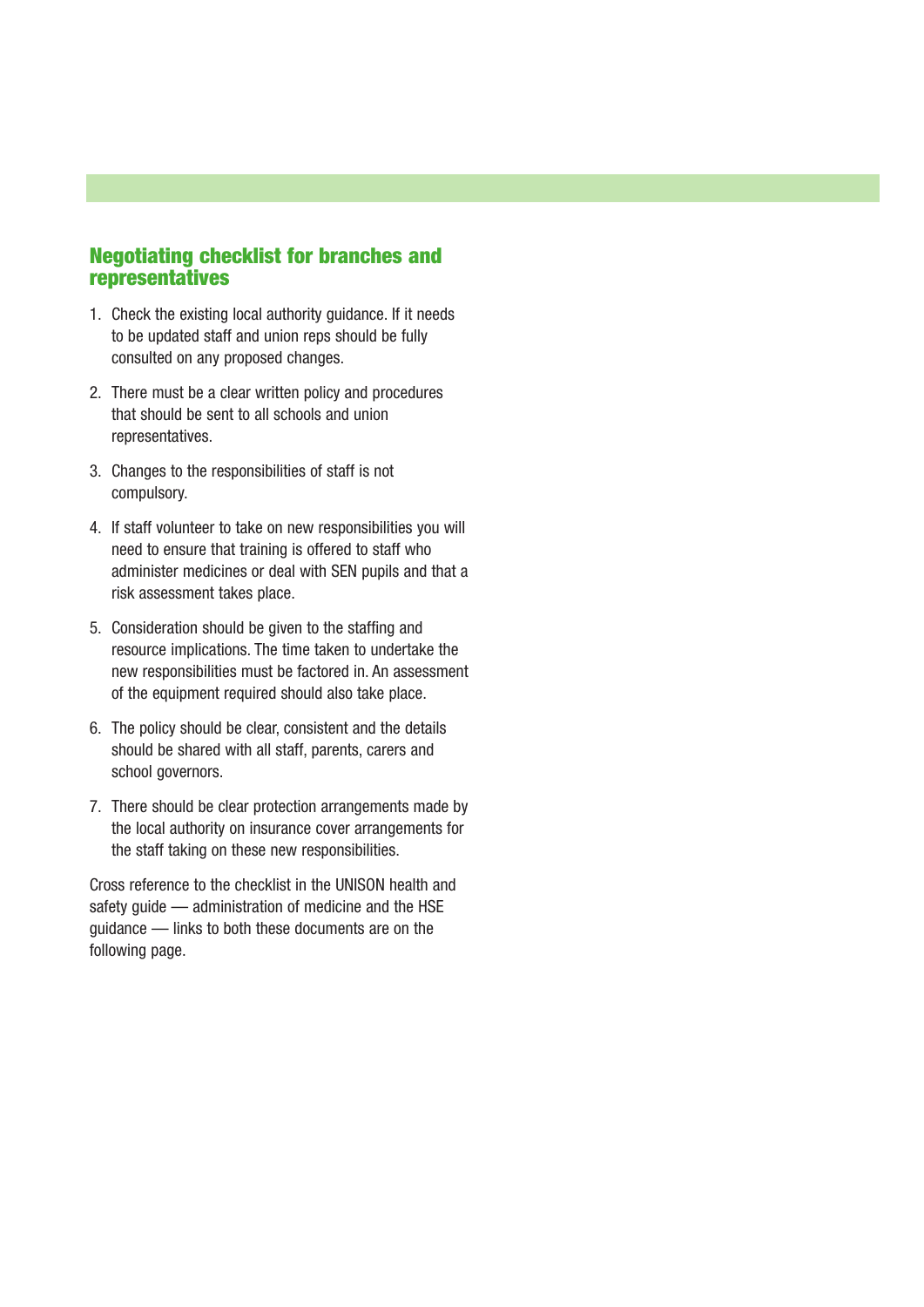## Negotiating checklist for branches and representatives

1. Check the existing local authority guidance. If it needs to be updated staff and union reps should be fully consulted on any proposed changes.

2. There must be a clear written policy and procedures that should be sent to all schools and union representatives.

3. Changes to the responsibilities of staff is not compulsory.

4. If staff volunteer to take on new responsibilities you will need to ensure that training is offered to staff who administer medicines or deal with SEN pupils and that a risk assessment takes place.

5. Consideration should be given to the staffing and resource implications. The time taken to undertake the new responsibilities must be factored in. An assessment of the equipment required should also take place.

6. The policy should be clear, consistent and the details should be shared with all staff, parents, carers and school governors.

7. There should be clear protection arrangements made by the local authority on insurance cover arrangements for the staff taking on these new responsibilities.

Cross reference to the checklist in the UNISON health and safety guide — administration of medicine and the HSE guidance — links to both these documents are on the following page.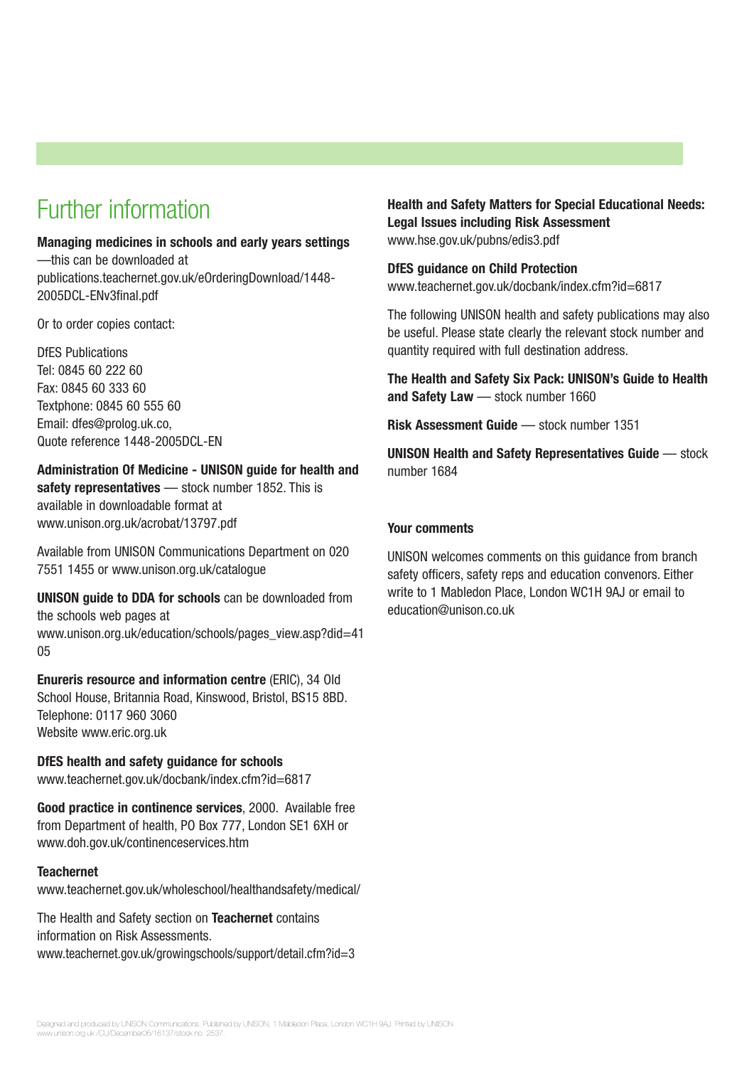# Further information

**Managing medicines in schools and early years settings** —this can be downloaded at publications.teachernet.gov.uk/eOrderingDownload/1448-2005DCL-ENv3final.pdf

Or to order copies contact:

DfES Publications
Tel: 0845 60 222 60
Fax: 0845 60 333 60
Textphone: 0845 60 555 60
Email: dfes@prolog.uk.co,
Quote reference 1448-2005DCL-EN

**Administration Of Medicine - UNISON guide for health and safety representatives** — stock number 1852. This is available in downloadable format at www.unison.org.uk/acrobat/13797.pdf

Available from UNISON Communications Department on 020 7551 1455 or www.unison.org.uk/catalogue

**UNISON guide to DDA for schools** can be downloaded from the schools web pages at www.unison.org.uk/education/schools/pages_view.asp?did=4105

**Enureris resource and information centre** (ERIC), 34 Old School House, Britannia Road, Kinswood, Bristol, BS15 8BD. Telephone: 0117 960 3060
Website www.eric.org.uk

**DfES health and safety guidance for schools**
www.teachernet.gov.uk/docbank/index.cfm?id=6817

**Good practice in continence services**, 2000. Available free from Department of health, PO Box 777, London SE1 6XH or www.doh.gov.uk/continenceservices.htm

**Teachernet**
www.teachernet.gov.uk/wholeschool/healthandsafety/medical/

The Health and Safety section on **Teachernet** contains information on Risk Assessments.
www.teachernet.gov.uk/growingschools/support/detail.cfm?id=3

**Health and Safety Matters for Special Educational Needs: Legal Issues including Risk Assessment**
www.hse.gov.uk/pubns/edis3.pdf

**DfES guidance on Child Protection**
www.teachernet.gov.uk/docbank/index.cfm?id=6817

The following UNISON health and safety publications may also be useful. Please state clearly the relevant stock number and quantity required with full destination address.

**The Health and Safety Six Pack: UNISON's Guide to Health and Safety Law** — stock number 1660

**Risk Assessment Guide** — stock number 1351

**UNISON Health and Safety Representatives Guide** — stock number 1684

### Your comments

UNISON welcomes comments on this guidance from branch safety officers, safety reps and education convenors. Either write to 1 Mabledon Place, London WC1H 9AJ or email to education@unison.co.uk

Designed and produced by UNISON Communications. Published by UNISON, 1 Mabledon Place, London WC1H 9AJ. Printed by UNISON
www.unison.org.uk /CU/December06/16137/stock no. 2537